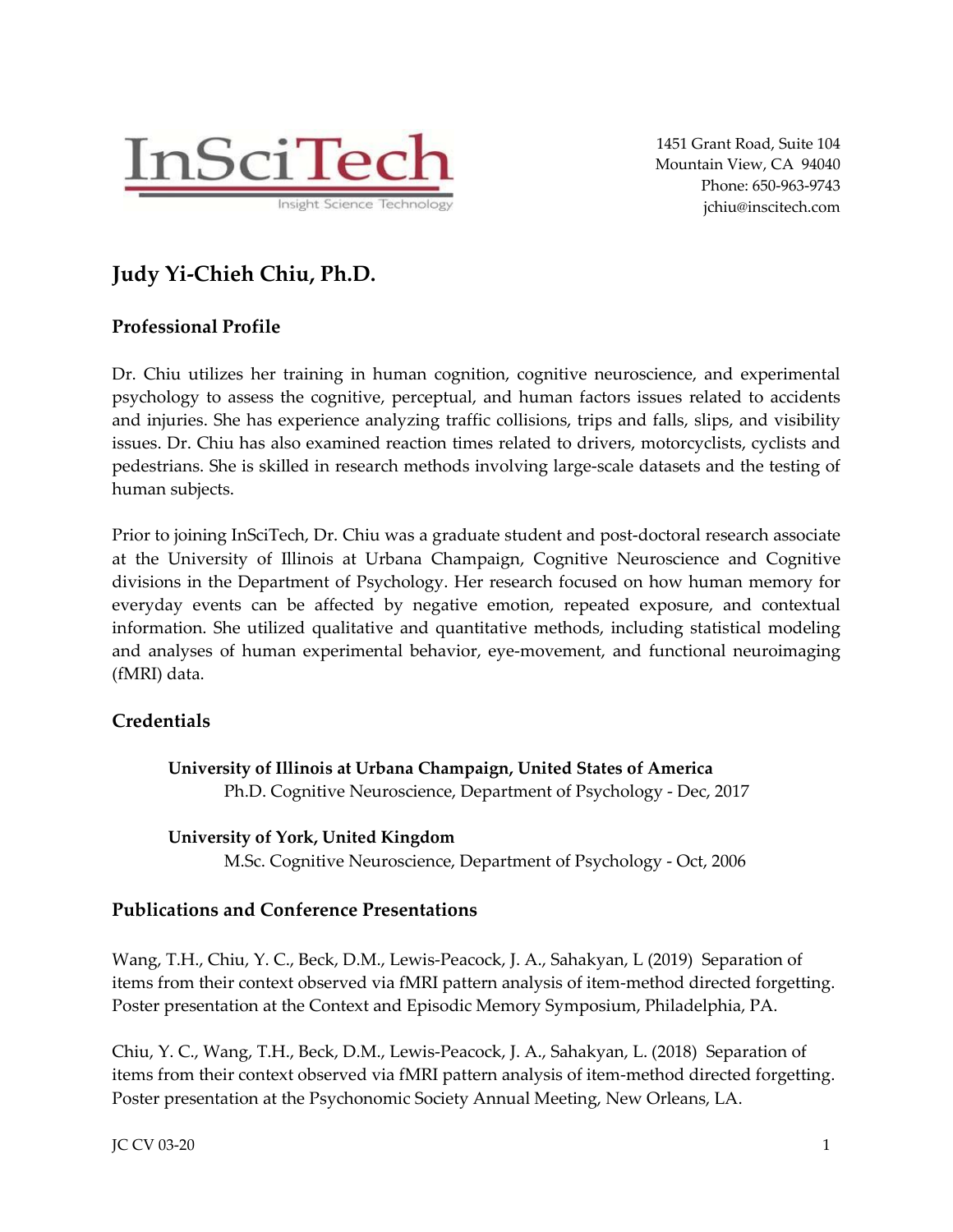InSciTech

Insight Science Technology

1451 Grant Road, Suite 104
Mountain View, CA 94040
Phone: 650-963-9743
jchiu@inscitech.com

# Judy Yi-Chieh Chiu, Ph.D.

## Professional Profile

Dr. Chiu utilizes her training in human cognition, cognitive neuroscience, and experimental psychology to assess the cognitive, perceptual, and human factors issues related to accidents and injuries. She has experience analyzing traffic collisions, trips and falls, slips, and visibility issues. Dr. Chiu has also examined reaction times related to drivers, motorcyclists, cyclists and pedestrians. She is skilled in research methods involving large-scale datasets and the testing of human subjects.

Prior to joining InSciTech, Dr. Chiu was a graduate student and post-doctoral research associate at the University of Illinois at Urbana Champaign, Cognitive Neuroscience and Cognitive divisions in the Department of Psychology. Her research focused on how human memory for everyday events can be affected by negative emotion, repeated exposure, and contextual information. She utilized qualitative and quantitative methods, including statistical modeling and analyses of human experimental behavior, eye-movement, and functional neuroimaging (fMRI) data.

## Credentials

**University of Illinois at Urbana Champaign, United States of America**
Ph.D. Cognitive Neuroscience, Department of Psychology - Dec, 2017

**University of York, United Kingdom**
M.Sc. Cognitive Neuroscience, Department of Psychology - Oct, 2006

## Publications and Conference Presentations

Wang, T.H., Chiu, Y. C., Beck, D.M., Lewis-Peacock, J. A., Sahakyan, L (2019) Separation of items from their context observed via fMRI pattern analysis of item-method directed forgetting. Poster presentation at the Context and Episodic Memory Symposium, Philadelphia, PA.

Chiu, Y. C., Wang, T.H., Beck, D.M., Lewis-Peacock, J. A., Sahakyan, L. (2018) Separation of items from their context observed via fMRI pattern analysis of item-method directed forgetting. Poster presentation at the Psychonomic Society Annual Meeting, New Orleans, LA.

JC CV 03-20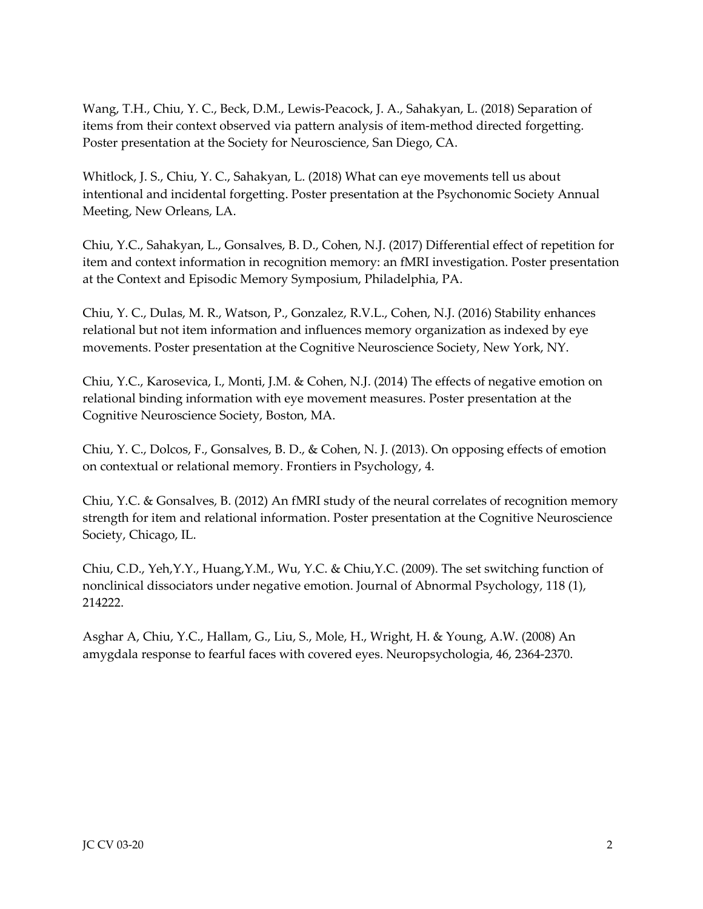Wang, T.H., Chiu, Y. C., Beck, D.M., Lewis-Peacock, J. A., Sahakyan, L. (2018) Separation of items from their context observed via pattern analysis of item-method directed forgetting. Poster presentation at the Society for Neuroscience, San Diego, CA.

Whitlock, J. S., Chiu, Y. C., Sahakyan, L. (2018) What can eye movements tell us about intentional and incidental forgetting. Poster presentation at the Psychonomic Society Annual Meeting, New Orleans, LA.

Chiu, Y.C., Sahakyan, L., Gonsalves, B. D., Cohen, N.J. (2017) Differential effect of repetition for item and context information in recognition memory: an fMRI investigation. Poster presentation at the Context and Episodic Memory Symposium, Philadelphia, PA.

Chiu, Y. C., Dulas, M. R., Watson, P., Gonzalez, R.V.L., Cohen, N.J. (2016) Stability enhances relational but not item information and influences memory organization as indexed by eye movements. Poster presentation at the Cognitive Neuroscience Society, New York, NY.

Chiu, Y.C., Karosevica, I., Monti, J.M. & Cohen, N.J. (2014) The effects of negative emotion on relational binding information with eye movement measures. Poster presentation at the Cognitive Neuroscience Society, Boston, MA.

Chiu, Y. C., Dolcos, F., Gonsalves, B. D., & Cohen, N. J. (2013). On opposing effects of emotion on contextual or relational memory. Frontiers in Psychology, 4.

Chiu, Y.C. & Gonsalves, B. (2012) An fMRI study of the neural correlates of recognition memory strength for item and relational information. Poster presentation at the Cognitive Neuroscience Society, Chicago, IL.

Chiu, C.D., Yeh,Y.Y., Huang,Y.M., Wu, Y.C. & Chiu,Y.C. (2009). The set switching function of nonclinical dissociators under negative emotion. Journal of Abnormal Psychology, 118 (1), 214222.

Asghar A, Chiu, Y.C., Hallam, G., Liu, S., Mole, H., Wright, H. & Young, A.W. (2008) An amygdala response to fearful faces with covered eyes. Neuropsychologia, 46, 2364-2370.

JC CV 03-20